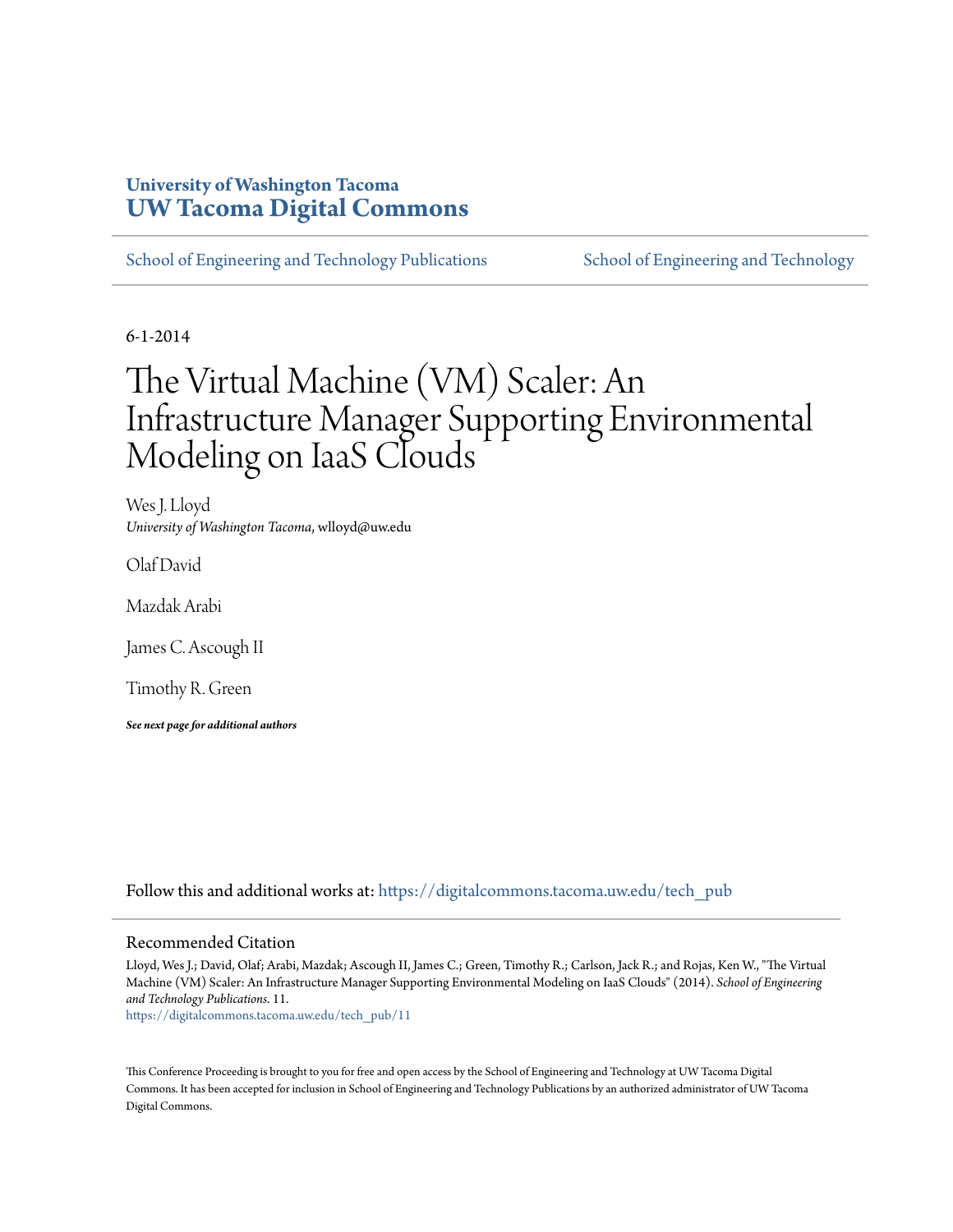University of Washington Tacoma
**UW Tacoma Digital Commons**

School of Engineering and Technology Publications | School of Engineering and Technology

6-1-2014

# The Virtual Machine (VM) Scaler: An Infrastructure Manager Supporting Environmental Modeling on IaaS Clouds

Wes J. Lloyd
*University of Washington Tacoma*, wlloyd@uw.edu

Olaf David

Mazdak Arabi

James C. Ascough II

Timothy R. Green

***See next page for additional authors***

Follow this and additional works at: https://digitalcommons.tacoma.uw.edu/tech_pub

## Recommended Citation

Lloyd, Wes J.; David, Olaf; Arabi, Mazdak; Ascough II, James C.; Green, Timothy R.; Carlson, Jack R.; and Rojas, Ken W., "The Virtual Machine (VM) Scaler: An Infrastructure Manager Supporting Environmental Modeling on IaaS Clouds" (2014). *School of Engineering and Technology Publications*. 11.
https://digitalcommons.tacoma.uw.edu/tech_pub/11

This Conference Proceeding is brought to you for free and open access by the School of Engineering and Technology at UW Tacoma Digital Commons. It has been accepted for inclusion in School of Engineering and Technology Publications by an authorized administrator of UW Tacoma Digital Commons.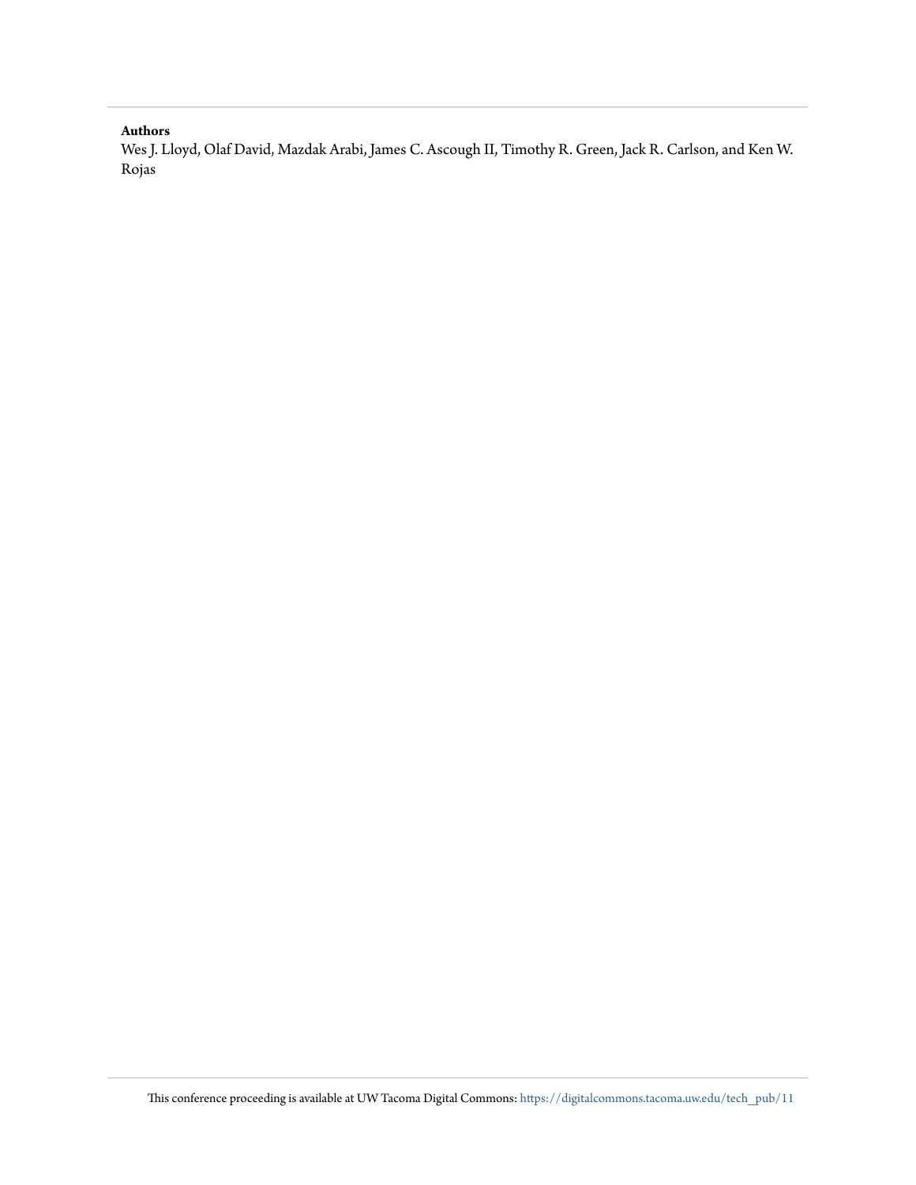**Authors**

Wes J. Lloyd, Olaf David, Mazdak Arabi, James C. Ascough II, Timothy R. Green, Jack R. Carlson, and Ken W. Rojas

This conference proceeding is available at UW Tacoma Digital Commons: https://digitalcommons.tacoma.uw.edu/tech_pub/11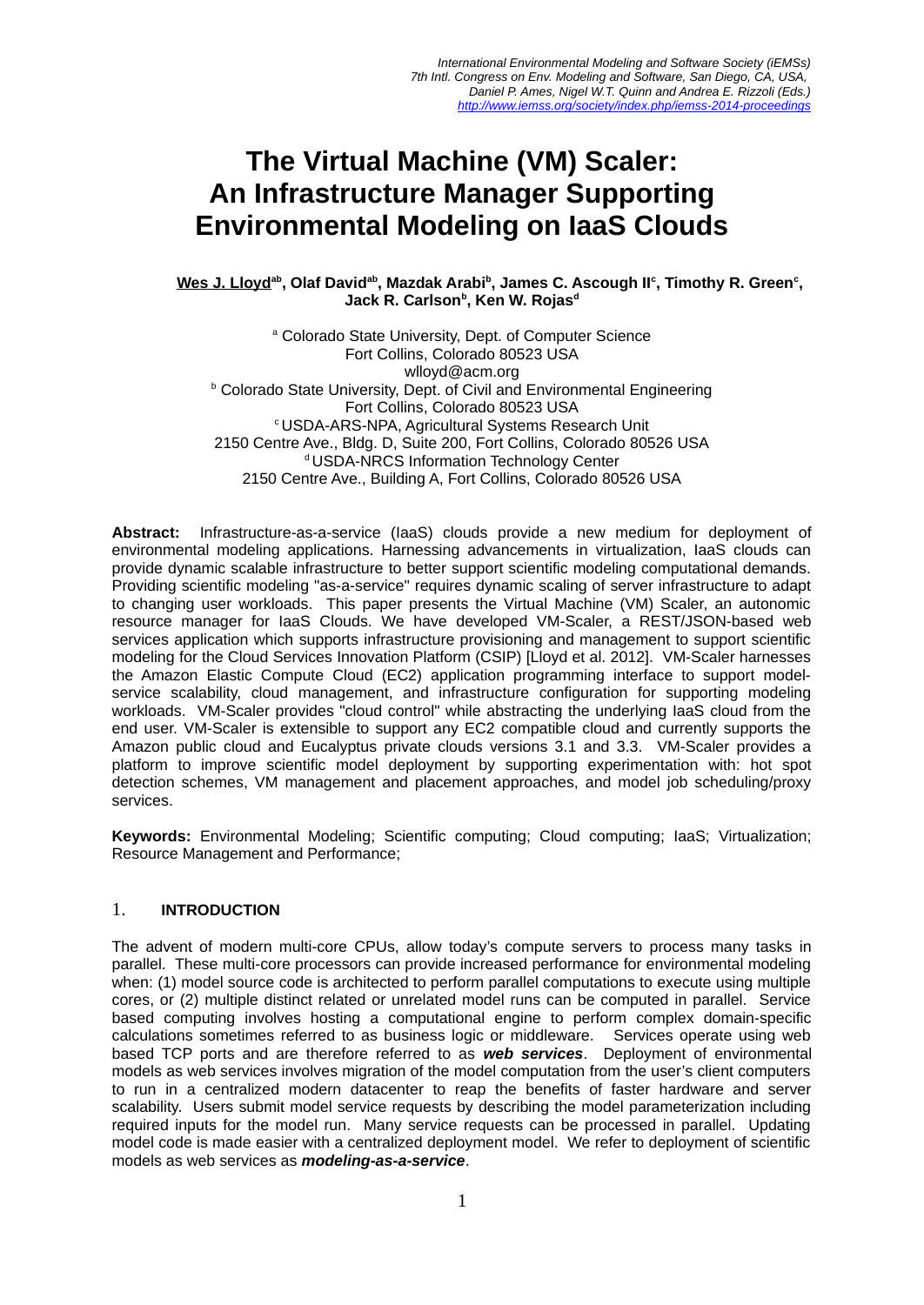# The Virtual Machine (VM) Scaler: An Infrastructure Manager Supporting Environmental Modeling on IaaS Clouds

**Wes J. Lloyd[ab], Olaf David[ab], Mazdak Arabi[b], James C. Ascough II[c], Timothy R. Green[c], Jack R. Carlson[b], Ken W. Rojas[d]**

[a] Colorado State University, Dept. of Computer Science
Fort Collins, Colorado 80523 USA
wlloyd@acm.org
[b] Colorado State University, Dept. of Civil and Environmental Engineering
Fort Collins, Colorado 80523 USA
[c] USDA-ARS-NPA, Agricultural Systems Research Unit
2150 Centre Ave., Bldg. D, Suite 200, Fort Collins, Colorado 80526 USA
[d] USDA-NRCS Information Technology Center
2150 Centre Ave., Building A, Fort Collins, Colorado 80526 USA

**Abstract:** Infrastructure-as-a-service (IaaS) clouds provide a new medium for deployment of environmental modeling applications. Harnessing advancements in virtualization, IaaS clouds can provide dynamic scalable infrastructure to better support scientific modeling computational demands. Providing scientific modeling "as-a-service" requires dynamic scaling of server infrastructure to adapt to changing user workloads. This paper presents the Virtual Machine (VM) Scaler, an autonomic resource manager for IaaS Clouds. We have developed VM-Scaler, a REST/JSON-based web services application which supports infrastructure provisioning and management to support scientific modeling for the Cloud Services Innovation Platform (CSIP) [Lloyd et al. 2012]. VM-Scaler harnesses the Amazon Elastic Compute Cloud (EC2) application programming interface to support model-service scalability, cloud management, and infrastructure configuration for supporting modeling workloads. VM-Scaler provides "cloud control" while abstracting the underlying IaaS cloud from the end user. VM-Scaler is extensible to support any EC2 compatible cloud and currently supports the Amazon public cloud and Eucalyptus private clouds versions 3.1 and 3.3. VM-Scaler provides a platform to improve scientific model deployment by supporting experimentation with: hot spot detection schemes, VM management and placement approaches, and model job scheduling/proxy services.

**Keywords:** Environmental Modeling; Scientific computing; Cloud computing; IaaS; Virtualization; Resource Management and Performance;

## 1. INTRODUCTION

The advent of modern multi-core CPUs, allow today's compute servers to process many tasks in parallel. These multi-core processors can provide increased performance for environmental modeling when: (1) model source code is architected to perform parallel computations to execute using multiple cores, or (2) multiple distinct related or unrelated model runs can be computed in parallel. Service based computing involves hosting a computational engine to perform complex domain-specific calculations sometimes referred to as business logic or middleware. Services operate using web based TCP ports and are therefore referred to as ***web services***. Deployment of environmental models as web services involves migration of the model computation from the user's client computers to run in a centralized modern datacenter to reap the benefits of faster hardware and server scalability. Users submit model service requests by describing the model parameterization including required inputs for the model run. Many service requests can be processed in parallel. Updating model code is made easier with a centralized deployment model. We refer to deployment of scientific models as web services as ***modeling-as-a-service***.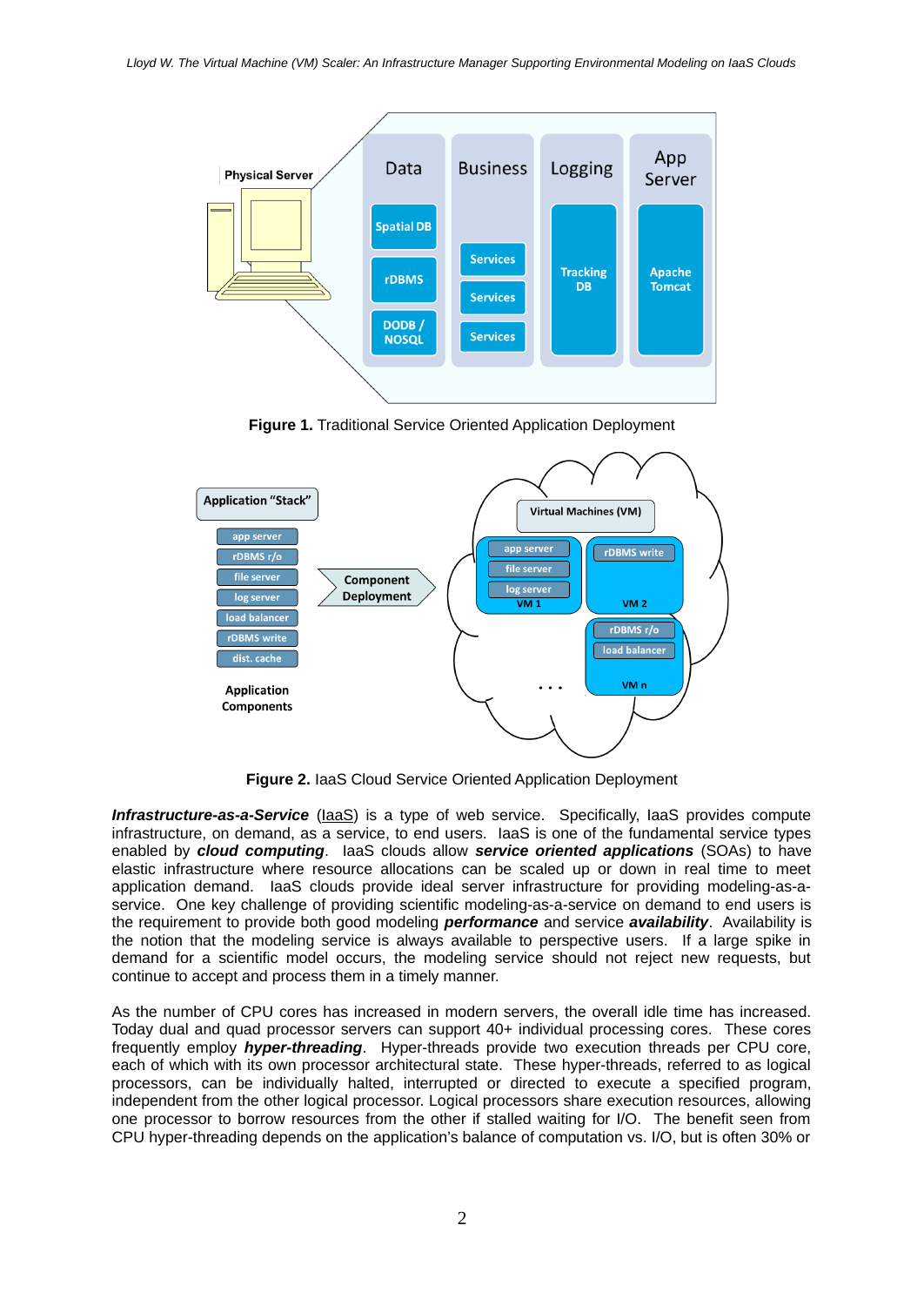**Figure 1.** Traditional Service Oriented Application Deployment

**Figure 2.** IaaS Cloud Service Oriented Application Deployment

***Infrastructure-as-a-Service*** (IaaS) is a type of web service. Specifically, IaaS provides compute infrastructure, on demand, as a service, to end users. IaaS is one of the fundamental service types enabled by ***cloud computing***. IaaS clouds allow ***service oriented applications*** (SOAs) to have elastic infrastructure where resource allocations can be scaled up or down in real time to meet application demand. IaaS clouds provide ideal server infrastructure for providing modeling-as-a-service. One key challenge of providing scientific modeling-as-a-service on demand to end users is the requirement to provide both good modeling ***performance*** and service ***availability***. Availability is the notion that the modeling service is always available to perspective users. If a large spike in demand for a scientific model occurs, the modeling service should not reject new requests, but continue to accept and process them in a timely manner.

As the number of CPU cores has increased in modern servers, the overall idle time has increased. Today dual and quad processor servers can support 40+ individual processing cores. These cores frequently employ ***hyper-threading***. Hyper-threads provide two execution threads per CPU core, each of which with its own processor architectural state. These hyper-threads, referred to as logical processors, can be individually halted, interrupted or directed to execute a specified program, independent from the other logical processor. Logical processors share execution resources, allowing one processor to borrow resources from the other if stalled waiting for I/O. The benefit seen from CPU hyper-threading depends on the application's balance of computation vs. I/O, but is often 30% or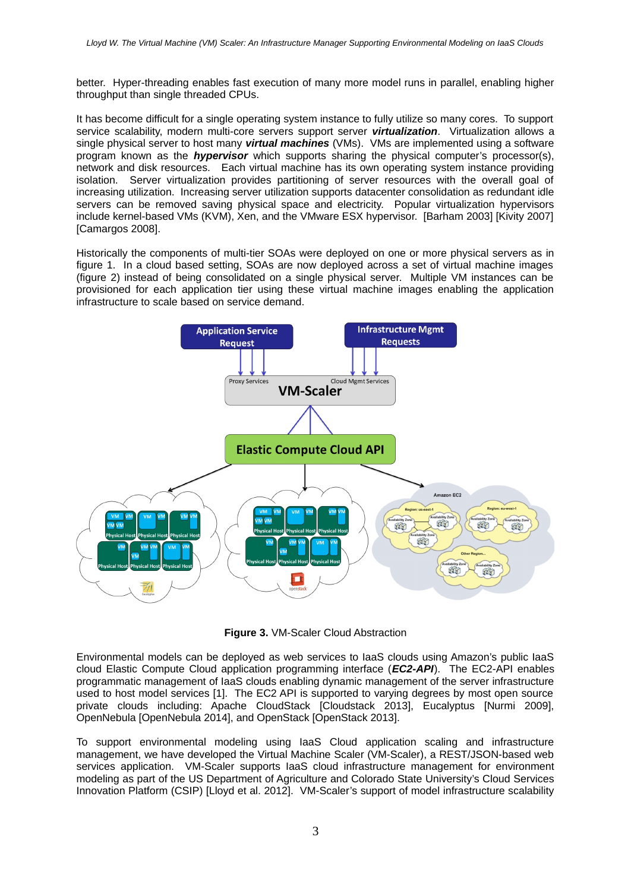better. Hyper-threading enables fast execution of many more model runs in parallel, enabling higher throughput than single threaded CPUs.

It has become difficult for a single operating system instance to fully utilize so many cores. To support service scalability, modern multi-core servers support server ***virtualization***. Virtualization allows a single physical server to host many ***virtual machines*** (VMs). VMs are implemented using a software program known as the ***hypervisor*** which supports sharing the physical computer's processor(s), network and disk resources. Each virtual machine has its own operating system instance providing isolation. Server virtualization provides partitioning of server resources with the overall goal of increasing utilization. Increasing server utilization supports datacenter consolidation as redundant idle servers can be removed saving physical space and electricity. Popular virtualization hypervisors include kernel-based VMs (KVM), Xen, and the VMware ESX hypervisor. [Barham 2003] [Kivity 2007] [Camargos 2008].

Historically the components of multi-tier SOAs were deployed on one or more physical servers as in figure 1. In a cloud based setting, SOAs are now deployed across a set of virtual machine images (figure 2) instead of being consolidated on a single physical server. Multiple VM instances can be provisioned for each application tier using these virtual machine images enabling the application infrastructure to scale based on service demand.

**Figure 3.** VM-Scaler Cloud Abstraction

Environmental models can be deployed as web services to IaaS clouds using Amazon's public IaaS cloud Elastic Compute Cloud application programming interface (***EC2-API***). The EC2-API enables programmatic management of IaaS clouds enabling dynamic management of the server infrastructure used to host model services [1]. The EC2 API is supported to varying degrees by most open source private clouds including: Apache CloudStack [Cloudstack 2013], Eucalyptus [Nurmi 2009], OpenNebula [OpenNebula 2014], and OpenStack [OpenStack 2013].

To support environmental modeling using IaaS Cloud application scaling and infrastructure management, we have developed the Virtual Machine Scaler (VM-Scaler), a REST/JSON-based web services application. VM-Scaler supports IaaS cloud infrastructure management for environment modeling as part of the US Department of Agriculture and Colorado State University's Cloud Services Innovation Platform (CSIP) [Lloyd et al. 2012]. VM-Scaler's support of model infrastructure scalability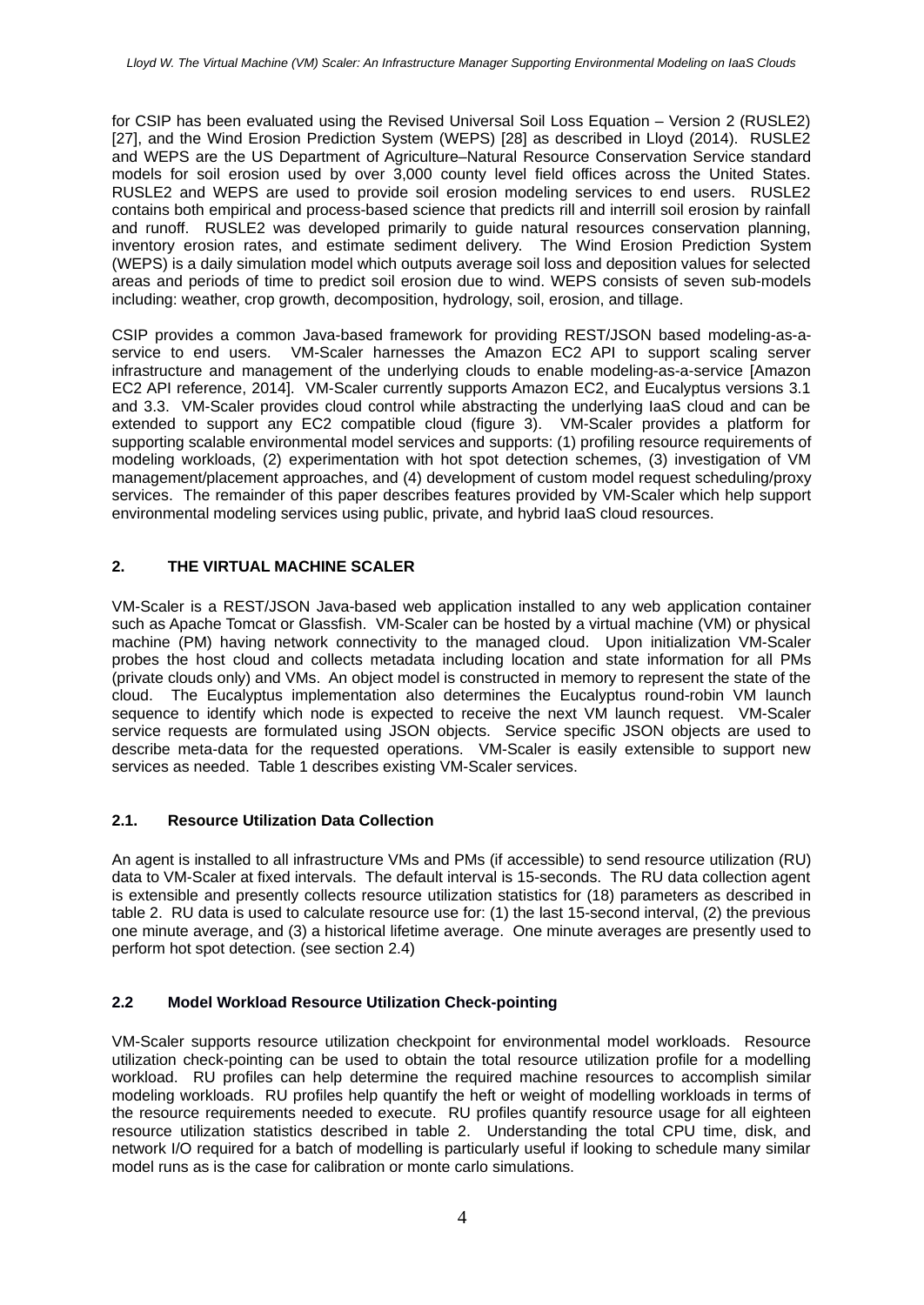for CSIP has been evaluated using the Revised Universal Soil Loss Equation – Version 2 (RUSLE2) [27], and the Wind Erosion Prediction System (WEPS) [28] as described in Lloyd (2014). RUSLE2 and WEPS are the US Department of Agriculture–Natural Resource Conservation Service standard models for soil erosion used by over 3,000 county level field offices across the United States. RUSLE2 and WEPS are used to provide soil erosion modeling services to end users. RUSLE2 contains both empirical and process-based science that predicts rill and interrill soil erosion by rainfall and runoff. RUSLE2 was developed primarily to guide natural resources conservation planning, inventory erosion rates, and estimate sediment delivery. The Wind Erosion Prediction System (WEPS) is a daily simulation model which outputs average soil loss and deposition values for selected areas and periods of time to predict soil erosion due to wind. WEPS consists of seven sub-models including: weather, crop growth, decomposition, hydrology, soil, erosion, and tillage.

CSIP provides a common Java-based framework for providing REST/JSON based modeling-as-a-service to end users. VM-Scaler harnesses the Amazon EC2 API to support scaling server infrastructure and management of the underlying clouds to enable modeling-as-a-service [Amazon EC2 API reference, 2014]. VM-Scaler currently supports Amazon EC2, and Eucalyptus versions 3.1 and 3.3. VM-Scaler provides cloud control while abstracting the underlying IaaS cloud and can be extended to support any EC2 compatible cloud (figure 3). VM-Scaler provides a platform for supporting scalable environmental model services and supports: (1) profiling resource requirements of modeling workloads, (2) experimentation with hot spot detection schemes, (3) investigation of VM management/placement approaches, and (4) development of custom model request scheduling/proxy services. The remainder of this paper describes features provided by VM-Scaler which help support environmental modeling services using public, private, and hybrid IaaS cloud resources.

## 2. THE VIRTUAL MACHINE SCALER

VM-Scaler is a REST/JSON Java-based web application installed to any web application container such as Apache Tomcat or Glassfish. VM-Scaler can be hosted by a virtual machine (VM) or physical machine (PM) having network connectivity to the managed cloud. Upon initialization VM-Scaler probes the host cloud and collects metadata including location and state information for all PMs (private clouds only) and VMs. An object model is constructed in memory to represent the state of the cloud. The Eucalyptus implementation also determines the Eucalyptus round-robin VM launch sequence to identify which node is expected to receive the next VM launch request. VM-Scaler service requests are formulated using JSON objects. Service specific JSON objects are used to describe meta-data for the requested operations. VM-Scaler is easily extensible to support new services as needed. Table 1 describes existing VM-Scaler services.

### 2.1. Resource Utilization Data Collection

An agent is installed to all infrastructure VMs and PMs (if accessible) to send resource utilization (RU) data to VM-Scaler at fixed intervals. The default interval is 15-seconds. The RU data collection agent is extensible and presently collects resource utilization statistics for (18) parameters as described in table 2. RU data is used to calculate resource use for: (1) the last 15-second interval, (2) the previous one minute average, and (3) a historical lifetime average. One minute averages are presently used to perform hot spot detection. (see section 2.4)

### 2.2 Model Workload Resource Utilization Check-pointing

VM-Scaler supports resource utilization checkpoint for environmental model workloads. Resource utilization check-pointing can be used to obtain the total resource utilization profile for a modelling workload. RU profiles can help determine the required machine resources to accomplish similar modeling workloads. RU profiles help quantify the heft or weight of modelling workloads in terms of the resource requirements needed to execute. RU profiles quantify resource usage for all eighteen resource utilization statistics described in table 2. Understanding the total CPU time, disk, and network I/O required for a batch of modelling is particularly useful if looking to schedule many similar model runs as is the case for calibration or monte carlo simulations.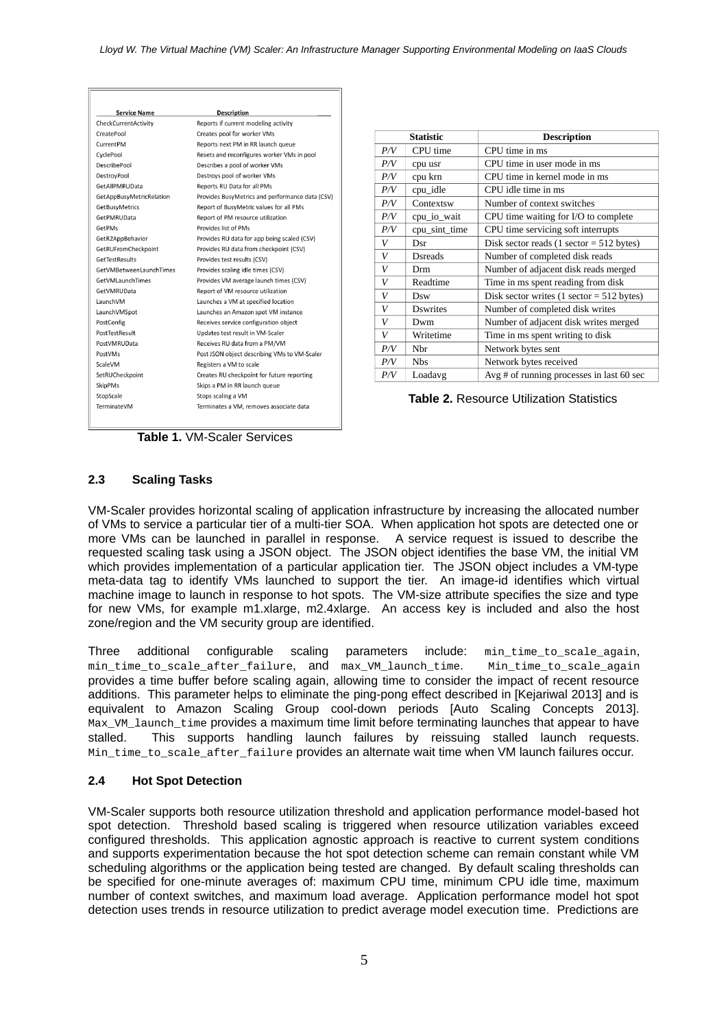| Service Name | Description |
|---|---|
| CheckCurrentActivity | Reports if current modeling activity |
| CreatePool | Creates pool for worker VMs |
| CurrentPM | Reports next PM in RR launch queue |
| CyclePool | Resets and reconfigures worker VMs in pool |
| DescribePool | Describes a pool of worker VMs |
| DestroyPool | Destroys pool of worker VMs |
| GetAllPMRUData | Reports RU Data for all PMs |
| GetAppBusyMetricRelation | Provides BusyMetrics and performance data (CSV) |
| GetBusyMetrics | Report of BusyMetric values for all PMs |
| GetPMRUData | Report of PM resource utilization |
| GetPMs | Provides list of PMs |
| GetR2AppBehavior | Provides RU data for app being scaled (CSV) |
| GetRUFromCheckpoint | Provides RU data from checkpoint (CSV) |
| GetTestResults | Provides test results (CSV) |
| GetVMBetweenLaunchTimes | Provides scaling idle times (CSV) |
| GetVMLaunchTimes | Provides VM average launch times (CSV) |
| GetVMRUData | Report of VM resource utilization |
| LaunchVM | Launches a VM at specified location |
| LaunchVMSpot | Launches an Amazon spot VM instance |
| PostConfig | Receives service configuration object |
| PostTestResult | Updates test result in VM-Scaler |
| PostVMRUData | Receives RU data from a PM/VM |
| PostVMs | Post JSON object describing VMs to VM-Scaler |
| ScaleVM | Registers a VM to scale |
| SetRUCheckpoint | Creates RU checkpoint for future reporting |
| SkipPMs | Skips a PM in RR launch queue |
| StopScale | Stops scaling a VM |
| TerminateVM | Terminates a VM, removes associate data |

**Table 1.** VM-Scaler Services

| | Statistic | Description |
|---|---|---|
| *P/V* | CPU time | CPU time in ms |
| *P/V* | cpu usr | CPU time in user mode in ms |
| *P/V* | cpu krn | CPU time in kernel mode in ms |
| *P/V* | cpu_idle | CPU idle time in ms |
| *P/V* | Contextsw | Number of context switches |
| *P/V* | cpu_io_wait | CPU time waiting for I/O to complete |
| *P/V* | cpu_sint_time | CPU time servicing soft interrupts |
| *V* | Dsr | Disk sector reads (1 sector = 512 bytes) |
| *V* | Dsreads | Number of completed disk reads |
| *V* | Drm | Number of adjacent disk reads merged |
| *V* | Readtime | Time in ms spent reading from disk |
| *V* | Dsw | Disk sector writes (1 sector = 512 bytes) |
| *V* | Dswrites | Number of completed disk writes |
| *V* | Dwm | Number of adjacent disk writes merged |
| *V* | Writetime | Time in ms spent writing to disk |
| *P/V* | Nbr | Network bytes sent |
| *P/V* | Nbs | Network bytes received |
| *P/V* | Loadavg | Avg # of running processes in last 60 sec |

**Table 2.** Resource Utilization Statistics

### 2.3 Scaling Tasks

VM-Scaler provides horizontal scaling of application infrastructure by increasing the allocated number of VMs to service a particular tier of a multi-tier SOA. When application hot spots are detected one or more VMs can be launched in parallel in response. A service request is issued to describe the requested scaling task using a JSON object. The JSON object identifies the base VM, the initial VM which provides implementation of a particular application tier. The JSON object includes a VM-type meta-data tag to identify VMs launched to support the tier. An image-id identifies which virtual machine image to launch in response to hot spots. The VM-size attribute specifies the size and type for new VMs, for example m1.xlarge, m2.4xlarge. An access key is included and also the host zone/region and the VM security group are identified.

Three additional configurable scaling parameters include: `min_time_to_scale_again`, `min_time_to_scale_after_failure`, and `max_VM_launch_time`. `Min_time_to_scale_again` provides a time buffer before scaling again, allowing time to consider the impact of recent resource additions. This parameter helps to eliminate the ping-pong effect described in [Kejariwal 2013] and is equivalent to Amazon Scaling Group cool-down periods [Auto Scaling Concepts 2013]. `Max_VM_launch_time` provides a maximum time limit before terminating launches that appear to have stalled. This supports handling launch failures by reissuing stalled launch requests. `Min_time_to_scale_after_failure` provides an alternate wait time when VM launch failures occur.

### 2.4 Hot Spot Detection

VM-Scaler supports both resource utilization threshold and application performance model-based hot spot detection. Threshold based scaling is triggered when resource utilization variables exceed configured thresholds. This application agnostic approach is reactive to current system conditions and supports experimentation because the hot spot detection scheme can remain constant while VM scheduling algorithms or the application being tested are changed. By default scaling thresholds can be specified for one-minute averages of: maximum CPU time, minimum CPU idle time, maximum number of context switches, and maximum load average. Application performance model hot spot detection uses trends in resource utilization to predict average model execution time. Predictions are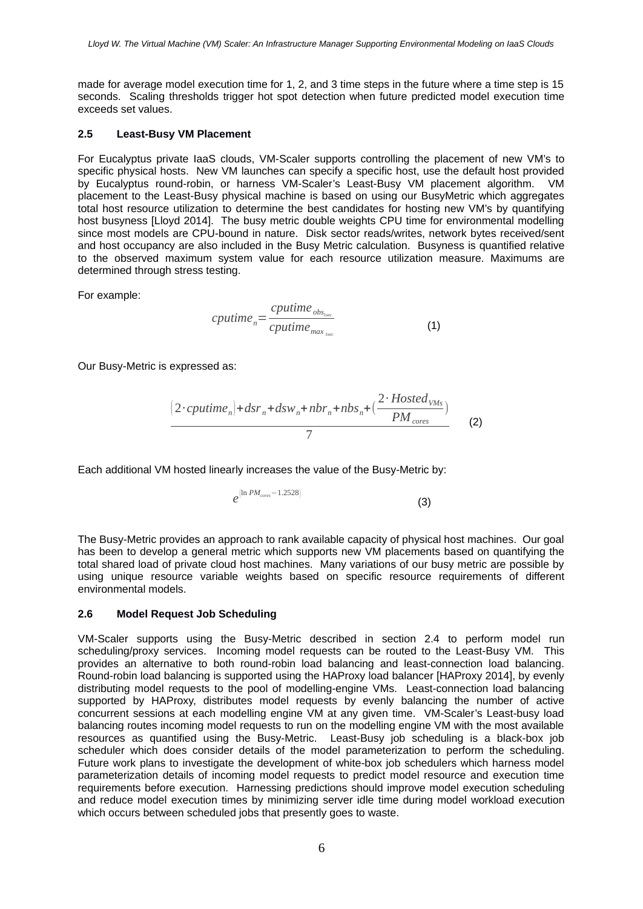made for average model execution time for 1, 2, and 3 time steps in the future where a time step is 15 seconds. Scaling thresholds trigger hot spot detection when future predicted model execution time exceeds set values.

### 2.5 Least-Busy VM Placement

For Eucalyptus private IaaS clouds, VM-Scaler supports controlling the placement of new VM's to specific physical hosts. New VM launches can specify a specific host, use the default host provided by Eucalyptus round-robin, or harness VM-Scaler's Least-Busy VM placement algorithm. VM placement to the Least-Busy physical machine is based on using our BusyMetric which aggregates total host resource utilization to determine the best candidates for hosting new VM's by quantifying host busyness [Lloyd 2014]. The busy metric double weights CPU time for environmental modelling since most models are CPU-bound in nature. Disk sector reads/writes, network bytes received/sent and host occupancy are also included in the Busy Metric calculation. Busyness is quantified relative to the observed maximum system value for each resource utilization measure. Maximums are determined through stress testing.

For example:

$$cputime_n = \frac{cputime_{obs_{1sec}}}{cputime_{max_{1sec}}} \quad (1)$$

Our Busy-Metric is expressed as:

$$\frac{(2 \cdot cputime_n) + dsr_n + dsw_n + nbr_n + nbs_n + \left(\frac{2 \cdot Hosted_{VMs}}{PM_{cores}}\right)}{7} \quad (2)$$

Each additional VM hosted linearly increases the value of the Busy-Metric by:

$$e^{(\ln PM_{cores} - 1.2528)} \quad (3)$$

The Busy-Metric provides an approach to rank available capacity of physical host machines. Our goal has been to develop a general metric which supports new VM placements based on quantifying the total shared load of private cloud host machines. Many variations of our busy metric are possible by using unique resource variable weights based on specific resource requirements of different environmental models.

### 2.6 Model Request Job Scheduling

VM-Scaler supports using the Busy-Metric described in section 2.4 to perform model run scheduling/proxy services. Incoming model requests can be routed to the Least-Busy VM. This provides an alternative to both round-robin load balancing and least-connection load balancing. Round-robin load balancing is supported using the HAProxy load balancer [HAProxy 2014], by evenly distributing model requests to the pool of modelling-engine VMs. Least-connection load balancing supported by HAProxy, distributes model requests by evenly balancing the number of active concurrent sessions at each modelling engine VM at any given time. VM-Scaler's Least-busy load balancing routes incoming model requests to run on the modelling engine VM with the most available resources as quantified using the Busy-Metric. Least-Busy job scheduling is a black-box job scheduler which does consider details of the model parameterization to perform the scheduling. Future work plans to investigate the development of white-box job schedulers which harness model parameterization details of incoming model requests to predict model resource and execution time requirements before execution. Harnessing predictions should improve model execution scheduling and reduce model execution times by minimizing server idle time during model workload execution which occurs between scheduled jobs that presently goes to waste.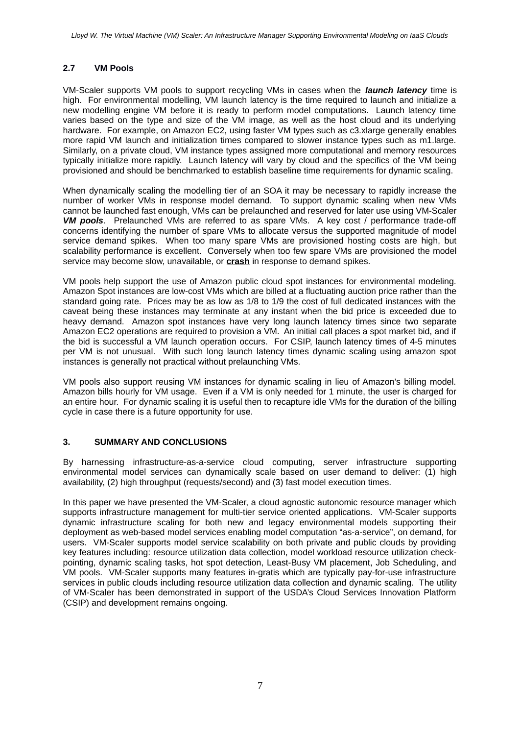### 2.7 VM Pools

VM-Scaler supports VM pools to support recycling VMs in cases when the ***launch latency*** time is high. For environmental modelling, VM launch latency is the time required to launch and initialize a new modelling engine VM before it is ready to perform model computations. Launch latency time varies based on the type and size of the VM image, as well as the host cloud and its underlying hardware. For example, on Amazon EC2, using faster VM types such as c3.xlarge generally enables more rapid VM launch and initialization times compared to slower instance types such as m1.large. Similarly, on a private cloud, VM instance types assigned more computational and memory resources typically initialize more rapidly. Launch latency will vary by cloud and the specifics of the VM being provisioned and should be benchmarked to establish baseline time requirements for dynamic scaling.

When dynamically scaling the modelling tier of an SOA it may be necessary to rapidly increase the number of worker VMs in response model demand. To support dynamic scaling when new VMs cannot be launched fast enough, VMs can be prelaunched and reserved for later use using VM-Scaler ***VM pools***. Prelaunched VMs are referred to as spare VMs. A key cost / performance trade-off concerns identifying the number of spare VMs to allocate versus the supported magnitude of model service demand spikes. When too many spare VMs are provisioned hosting costs are high, but scalability performance is excellent. Conversely when too few spare VMs are provisioned the model service may become slow, unavailable, or **crash** in response to demand spikes.

VM pools help support the use of Amazon public cloud spot instances for environmental modeling. Amazon Spot instances are low-cost VMs which are billed at a fluctuating auction price rather than the standard going rate. Prices may be as low as 1/8 to 1/9 the cost of full dedicated instances with the caveat being these instances may terminate at any instant when the bid price is exceeded due to heavy demand. Amazon spot instances have very long launch latency times since two separate Amazon EC2 operations are required to provision a VM. An initial call places a spot market bid, and if the bid is successful a VM launch operation occurs. For CSIP, launch latency times of 4-5 minutes per VM is not unusual. With such long launch latency times dynamic scaling using amazon spot instances is generally not practical without prelaunching VMs.

VM pools also support reusing VM instances for dynamic scaling in lieu of Amazon's billing model. Amazon bills hourly for VM usage. Even if a VM is only needed for 1 minute, the user is charged for an entire hour. For dynamic scaling it is useful then to recapture idle VMs for the duration of the billing cycle in case there is a future opportunity for use.

## 3. SUMMARY AND CONCLUSIONS

By harnessing infrastructure-as-a-service cloud computing, server infrastructure supporting environmental model services can dynamically scale based on user demand to deliver: (1) high availability, (2) high throughput (requests/second) and (3) fast model execution times.

In this paper we have presented the VM-Scaler, a cloud agnostic autonomic resource manager which supports infrastructure management for multi-tier service oriented applications. VM-Scaler supports dynamic infrastructure scaling for both new and legacy environmental models supporting their deployment as web-based model services enabling model computation "as-a-service", on demand, for users. VM-Scaler supports model service scalability on both private and public clouds by providing key features including: resource utilization data collection, model workload resource utilization check-pointing, dynamic scaling tasks, hot spot detection, Least-Busy VM placement, Job Scheduling, and VM pools. VM-Scaler supports many features in-gratis which are typically pay-for-use infrastructure services in public clouds including resource utilization data collection and dynamic scaling. The utility of VM-Scaler has been demonstrated in support of the USDA's Cloud Services Innovation Platform (CSIP) and development remains ongoing.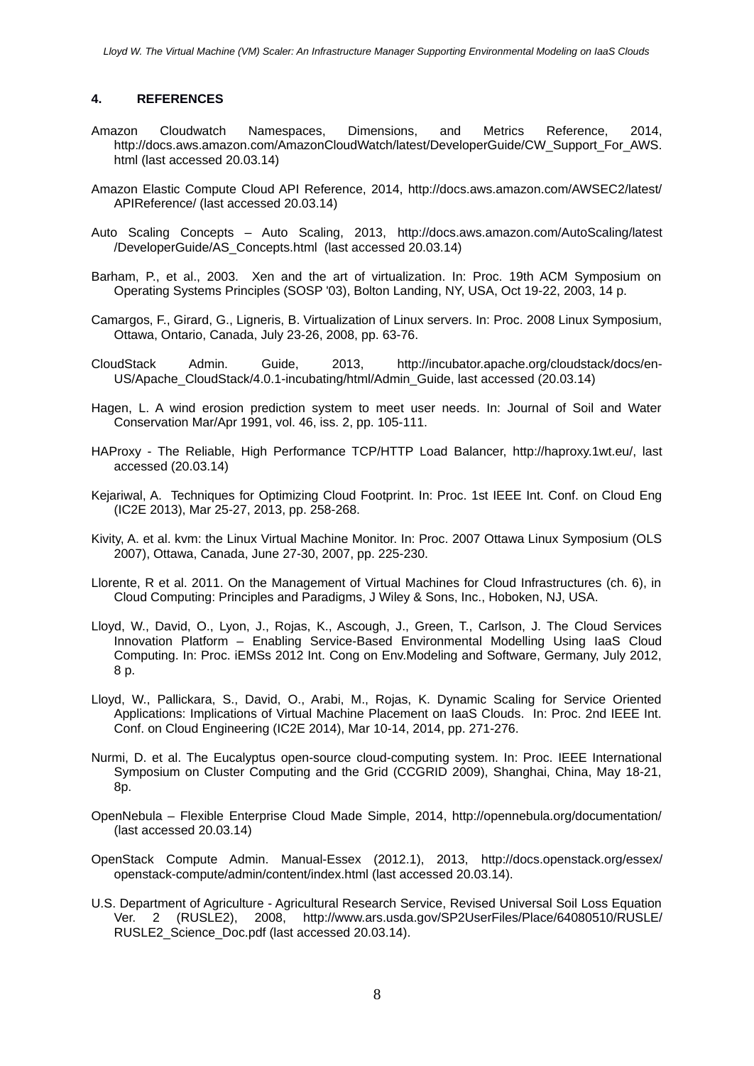## 4. REFERENCES

Amazon Cloudwatch Namespaces, Dimensions, and Metrics Reference, 2014, http://docs.aws.amazon.com/AmazonCloudWatch/latest/DeveloperGuide/CW_Support_For_AWS.html (last accessed 20.03.14)

Amazon Elastic Compute Cloud API Reference, 2014, http://docs.aws.amazon.com/AWSEC2/latest/APIReference/ (last accessed 20.03.14)

Auto Scaling Concepts – Auto Scaling, 2013, http://docs.aws.amazon.com/AutoScaling/latest/DeveloperGuide/AS_Concepts.html (last accessed 20.03.14)

Barham, P., et al., 2003. Xen and the art of virtualization. In: Proc. 19th ACM Symposium on Operating Systems Principles (SOSP '03), Bolton Landing, NY, USA, Oct 19-22, 2003, 14 p.

Camargos, F., Girard, G., Ligneris, B. Virtualization of Linux servers. In: Proc. 2008 Linux Symposium, Ottawa, Ontario, Canada, July 23-26, 2008, pp. 63-76.

CloudStack Admin. Guide, 2013, http://incubator.apache.org/cloudstack/docs/en-US/Apache_CloudStack/4.0.1-incubating/html/Admin_Guide, last accessed (20.03.14)

Hagen, L. A wind erosion prediction system to meet user needs. In: Journal of Soil and Water Conservation Mar/Apr 1991, vol. 46, iss. 2, pp. 105-111.

HAProxy - The Reliable, High Performance TCP/HTTP Load Balancer, http://haproxy.1wt.eu/, last accessed (20.03.14)

Kejariwal, A. Techniques for Optimizing Cloud Footprint. In: Proc. 1st IEEE Int. Conf. on Cloud Eng (IC2E 2013), Mar 25-27, 2013, pp. 258-268.

Kivity, A. et al. kvm: the Linux Virtual Machine Monitor. In: Proc. 2007 Ottawa Linux Symposium (OLS 2007), Ottawa, Canada, June 27-30, 2007, pp. 225-230.

Llorente, R et al. 2011. On the Management of Virtual Machines for Cloud Infrastructures (ch. 6), in Cloud Computing: Principles and Paradigms, J Wiley & Sons, Inc., Hoboken, NJ, USA.

Lloyd, W., David, O., Lyon, J., Rojas, K., Ascough, J., Green, T., Carlson, J. The Cloud Services Innovation Platform – Enabling Service-Based Environmental Modelling Using IaaS Cloud Computing. In: Proc. iEMSs 2012 Int. Cong on Env.Modeling and Software, Germany, July 2012, 8 p.

Lloyd, W., Pallickara, S., David, O., Arabi, M., Rojas, K. Dynamic Scaling for Service Oriented Applications: Implications of Virtual Machine Placement on IaaS Clouds. In: Proc. 2nd IEEE Int. Conf. on Cloud Engineering (IC2E 2014), Mar 10-14, 2014, pp. 271-276.

Nurmi, D. et al. The Eucalyptus open-source cloud-computing system. In: Proc. IEEE International Symposium on Cluster Computing and the Grid (CCGRID 2009), Shanghai, China, May 18-21, 8p.

OpenNebula – Flexible Enterprise Cloud Made Simple, 2014, http://opennebula.org/documentation/ (last accessed 20.03.14)

OpenStack Compute Admin. Manual-Essex (2012.1), 2013, http://docs.openstack.org/essex/openstack-compute/admin/content/index.html (last accessed 20.03.14).

U.S. Department of Agriculture - Agricultural Research Service, Revised Universal Soil Loss Equation Ver. 2 (RUSLE2), 2008, http://www.ars.usda.gov/SP2UserFiles/Place/64080510/RUSLE/RUSLE2_Science_Doc.pdf (last accessed 20.03.14).